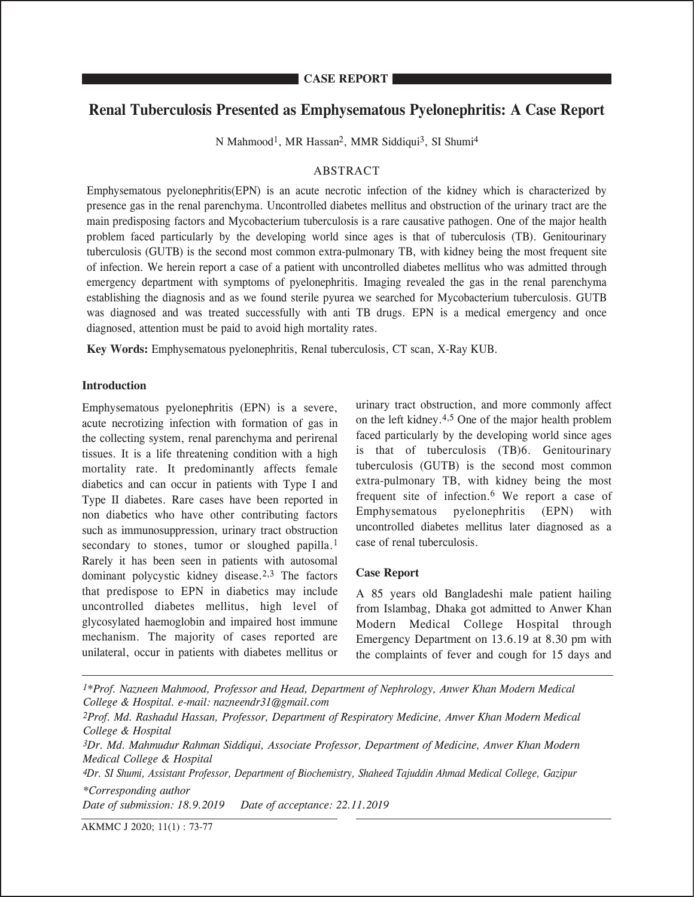**CASE REPORT**

# Renal Tuberculosis Presented as Emphysematous Pyelonephritis: A Case Report

N Mahmood[1], MR Hassan[2], MMR Siddiqui[3], SI Shumi[4]

## ABSTRACT

Emphysematous pyelonephritis(EPN) is an acute necrotic infection of the kidney which is characterized by presence gas in the renal parenchyma. Uncontrolled diabetes mellitus and obstruction of the urinary tract are the main predisposing factors and Mycobacterium tuberculosis is a rare causative pathogen. One of the major health problem faced particularly by the developing world since ages is that of tuberculosis (TB). Genitourinary tuberculosis (GUTB) is the second most common extra-pulmonary TB, with kidney being the most frequent site of infection. We herein report a case of a patient with uncontrolled diabetes mellitus who was admitted through emergency department with symptoms of pyelonephritis. Imaging revealed the gas in the renal parenchyma establishing the diagnosis and as we found sterile pyurea we searched for Mycobacterium tuberculosis. GUTB was diagnosed and was treated successfully with anti TB drugs. EPN is a medical emergency and once diagnosed, attention must be paid to avoid high mortality rates.

**Key Words:** Emphysematous pyelonephritis, Renal tuberculosis, CT scan, X-Ray KUB.

### Introduction

Emphysematous pyelonephritis (EPN) is a severe, acute necrotizing infection with formation of gas in the collecting system, renal parenchyma and perirenal tissues. It is a life threatening condition with a high mortality rate. It predominantly affects female diabetics and can occur in patients with Type I and Type II diabetes. Rare cases have been reported in non diabetics who have other contributing factors such as immunosuppression, urinary tract obstruction secondary to stones, tumor or sloughed papilla.[1] Rarely it has been seen in patients with autosomal dominant polycystic kidney disease.[2,3] The factors that predispose to EPN in diabetics may include uncontrolled diabetes mellitus, high level of glycosylated haemoglobin and impaired host immune mechanism. The majority of cases reported are unilateral, occur in patients with diabetes mellitus or urinary tract obstruction, and more commonly affect on the left kidney.[4,5] One of the major health problem faced particularly by the developing world since ages is that of tuberculosis (TB)6. Genitourinary tuberculosis (GUTB) is the second most common extra-pulmonary TB, with kidney being the most frequent site of infection.[6] We report a case of Emphysematous pyelonephritis (EPN) with uncontrolled diabetes mellitus later diagnosed as a case of renal tuberculosis.

### Case Report

A 85 years old Bangladeshi male patient hailing from Islambag, Dhaka got admitted to Anwer Khan Modern Medical College Hospital through Emergency Department on 13.6.19 at 8.30 pm with the complaints of fever and cough for 15 days and

---

*1\*Prof. Nazneen Mahmood, Professor and Head, Department of Nephrology, Anwer Khan Modern Medical College & Hospital. e-mail: nazneendr31@gmail.com*

*2Prof. Md. Rashadul Hassan, Professor, Department of Respiratory Medicine, Anwer Khan Modern Medical College & Hospital*

*3Dr. Md. Mahmudur Rahman Siddiqui, Associate Professor, Department of Medicine, Anwer Khan Modern Medical College & Hospital*

*4Dr. SI Shumi, Assistant Professor, Department of Biochemistry, Shaheed Tajuddin Ahmad Medical College, Gazipur*

*\*Corresponding author*

*Date of submission: 18.9.2019 Date of acceptance: 22.11.2019*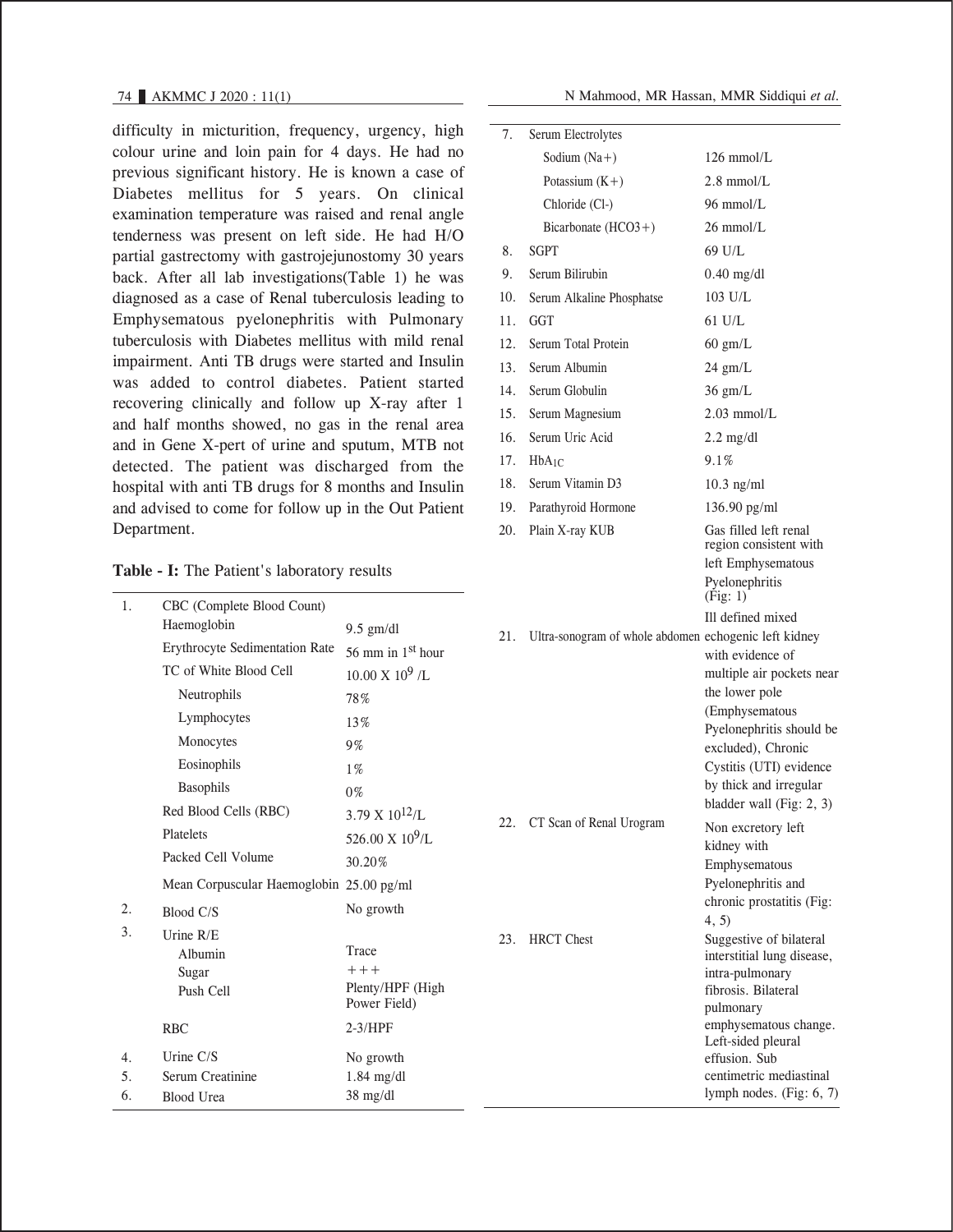difficulty in micturition, frequency, urgency, high colour urine and loin pain for 4 days. He had no previous significant history. He is known a case of Diabetes mellitus for 5 years. On clinical examination temperature was raised and renal angle tenderness was present on left side. He had H/O partial gastrectomy with gastrojejunostomy 30 years back. After all lab investigations(Table 1) he was diagnosed as a case of Renal tuberculosis leading to Emphysematous pyelonephritis with Pulmonary tuberculosis with Diabetes mellitus with mild renal impairment. Anti TB drugs were started and Insulin was added to control diabetes. Patient started recovering clinically and follow up X-ray after 1 and half months showed, no gas in the renal area and in Gene X-pert of urine and sputum, MTB not detected. The patient was discharged from the hospital with anti TB drugs for 8 months and Insulin and advised to come for follow up in the Out Patient Department.

**Table - I:** The Patient's laboratory results

| | | |
|---|---|---|
| 1. | CBC (Complete Blood Count) | |
| | Haemoglobin | 9.5 gm/dl |
| | Erythrocyte Sedimentation Rate | 56 mm in 1st hour |
| | TC of White Blood Cell | 10.00 X $10^9$ /L |
| | Neutrophils | 78% |
| | Lymphocytes | 13% |
| | Monocytes | 9% |
| | Eosinophils | 1% |
| | Basophils | 0% |
| | Red Blood Cells (RBC) | 3.79 X $10^{12}$/L |
| | Platelets | 526.00 X $10^9$/L |
| | Packed Cell Volume | 30.20% |
| | Mean Corpuscular Haemoglobin | 25.00 pg/ml |
| 2. | Blood C/S | No growth |
| 3. | Urine R/E | |
| | Albumin | Trace |
| | Sugar | +++ |
| | Push Cell | Plenty/HPF (High Power Field) |
| | RBC | 2-3/HPF |
| 4. | Urine C/S | No growth |
| 5. | Serum Creatinine | 1.84 mg/dl |
| 6. | Blood Urea | 38 mg/dl |
| 7. | Serum Electrolytes | |
| | Sodium (Na+) | 126 mmol/L |
| | Potassium (K+) | 2.8 mmol/L |
| | Chloride (Cl-) | 96 mmol/L |
| | Bicarbonate (HCO3+) | 26 mmol/L |
| 8. | SGPT | 69 U/L |
| 9. | Serum Bilirubin | 0.40 mg/dl |
| 10. | Serum Alkaline Phosphatse | 103 U/L |
| 11. | GGT | 61 U/L |
| 12. | Serum Total Protein | 60 gm/L |
| 13. | Serum Albumin | 24 gm/L |
| 14. | Serum Globulin | 36 gm/L |
| 15. | Serum Magnesium | 2.03 mmol/L |
| 16. | Serum Uric Acid | 2.2 mg/dl |
| 17. | $HbA_{1C}$ | 9.1% |
| 18. | Serum Vitamin D3 | 10.3 ng/ml |
| 19. | Parathyroid Hormone | 136.90 pg/ml |
| 20. | Plain X-ray KUB | Gas filled left renal region consistent with left Emphysematous Pyelonephritis (Fig: 1) |
| 21. | Ultra-sonogram of whole abdomen | Ill defined mixed echogenic left kidney with evidence of multiple air pockets near the lower pole (Emphysematous Pyelonephritis should be excluded), Chronic Cystitis (UTI) evidence by thick and irregular bladder wall (Fig: 2, 3) |
| 22. | CT Scan of Renal Urogram | Non excretory left kidney with Emphysematous Pyelonephritis and chronic prostatitis (Fig: 4, 5) |
| 23. | HRCT Chest | Suggestive of bilateral interstitial lung disease, intra-pulmonary fibrosis. Bilateral pulmonary emphysematous change. Left-sided pleural effusion. Sub centimetric mediastinal lymph nodes. (Fig: 6, 7) |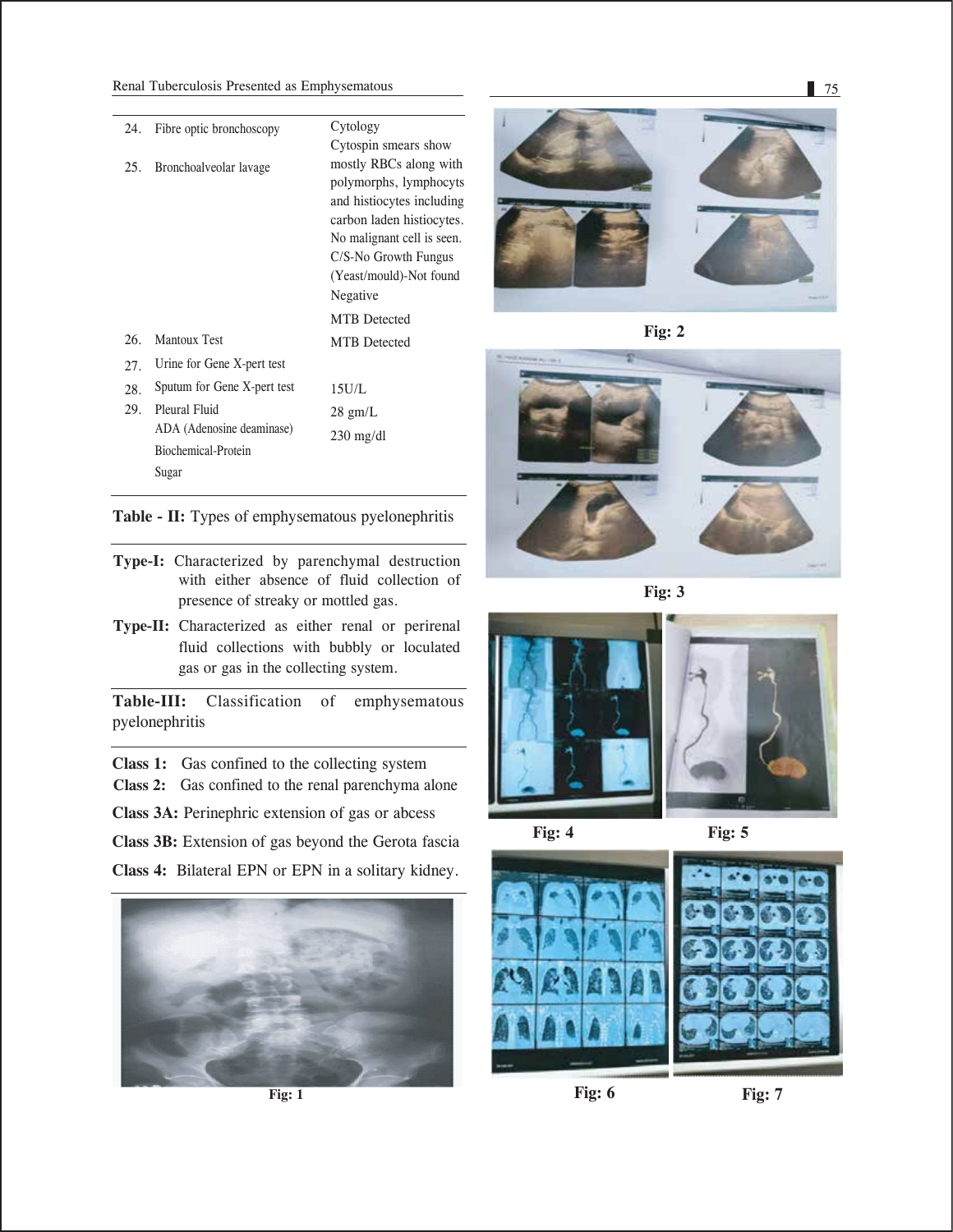| | | |
|---|---|---|
| 24. | Fibre optic bronchoscopy | Cytology |
| 25. | Bronchoalveolar lavage | Cytospin smears show mostly RBCs along with polymorphs, lymphocyts and histiocytes including carbon laden histiocytes. No malignant cell is seen. C/S-No Growth Fungus (Yeast/mould)-Not found |
| 26. | Mantoux Test | Negative |
| 27. | Urine for Gene X-pert test | MTB Detected |
| 28. | Sputum for Gene X-pert test | MTB Detected |
| 29. | Pleural Fluid | |
| | ADA (Adenosine deaminase) | 15U/L |
| | Biochemical-Protein | 28 gm/L |
| | Sugar | 230 mg/dl |

**Table - II:** Types of emphysematous pyelonephritis

**Type-I:** Characterized by parenchymal destruction with either absence of fluid collection of presence of streaky or mottled gas.

**Type-II:** Characterized as either renal or perirenal fluid collections with bubbly or loculated gas or gas in the collecting system.

**Table-III:** Classification of emphysematous pyelonephritis

**Class 1:** Gas confined to the collecting system

**Class 2:** Gas confined to the renal parenchyma alone

**Class 3A:** Perinephric extension of gas or abcess

**Class 3B:** Extension of gas beyond the Gerota fascia

**Class 4:** Bilateral EPN or EPN in a solitary kidney.

Fig: 1

Fig: 2

Fig: 3

Fig: 4

Fig: 5

Fig: 6

Fig: 7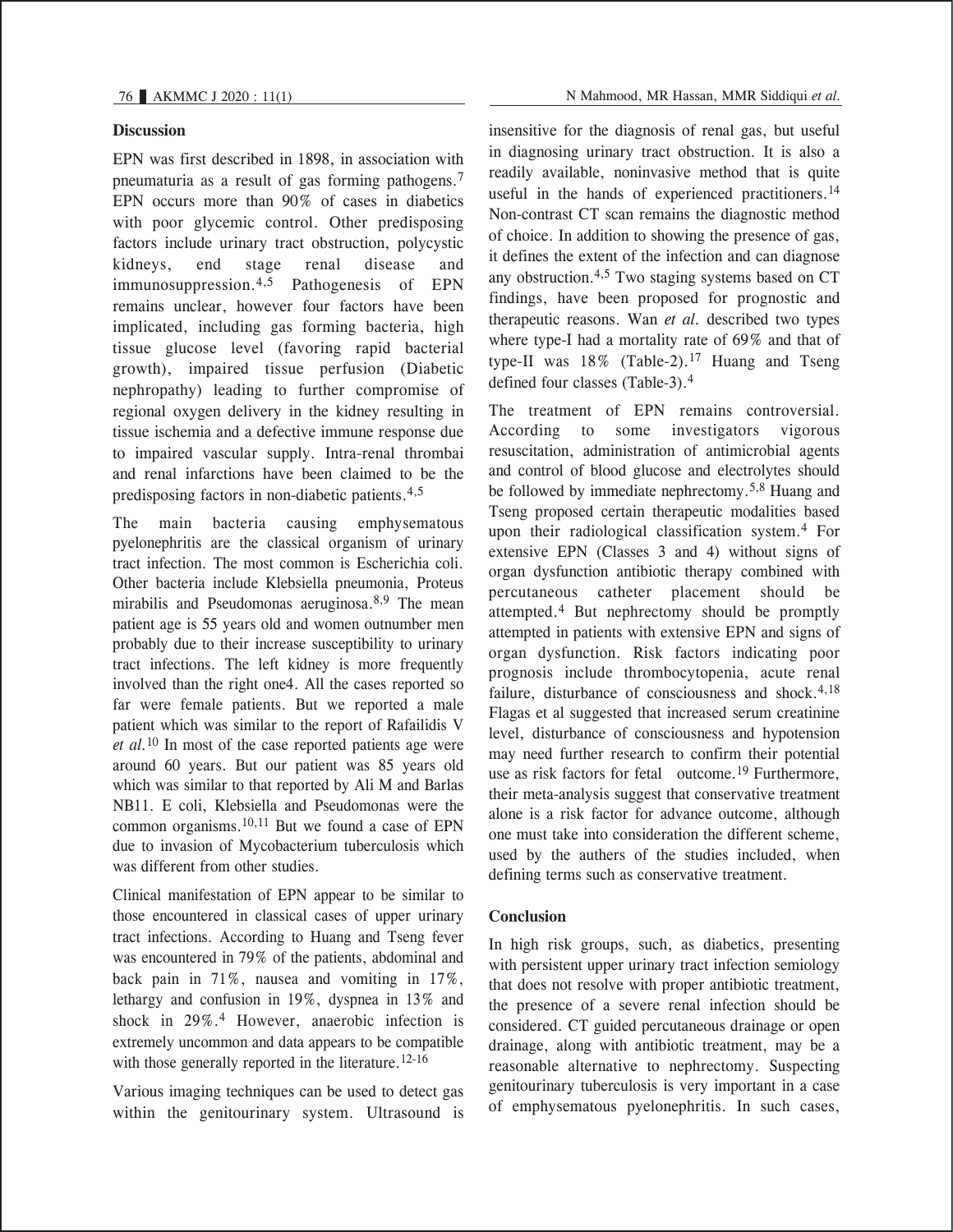## Discussion

EPN was first described in 1898, in association with pneumaturia as a result of gas forming pathogens.[7] EPN occurs more than 90% of cases in diabetics with poor glycemic control. Other predisposing factors include urinary tract obstruction, polycystic kidneys, end stage renal disease and immunosuppression.[4,5] Pathogenesis of EPN remains unclear, however four factors have been implicated, including gas forming bacteria, high tissue glucose level (favoring rapid bacterial growth), impaired tissue perfusion (Diabetic nephropathy) leading to further compromise of regional oxygen delivery in the kidney resulting in tissue ischemia and a defective immune response due to impaired vascular supply. Intra-renal thrombai and renal infarctions have been claimed to be the predisposing factors in non-diabetic patients.[4,5]

The main bacteria causing emphysematous pyelonephritis are the classical organism of urinary tract infection. The most common is Escherichia coli. Other bacteria include Klebsiella pneumonia, Proteus mirabilis and Pseudomonas aeruginosa.[8,9] The mean patient age is 55 years old and women outnumber men probably due to their increase susceptibility to urinary tract infections. The left kidney is more frequently involved than the right one4. All the cases reported so far were female patients. But we reported a male patient which was similar to the report of Rafailidis V *et al.*[10] In most of the case reported patients age were around 60 years. But our patient was 85 years old which was similar to that reported by Ali M and Barlas NB11. E coli, Klebsiella and Pseudomonas were the common organisms.[10,11] But we found a case of EPN due to invasion of Mycobacterium tuberculosis which was different from other studies.

Clinical manifestation of EPN appear to be similar to those encountered in classical cases of upper urinary tract infections. According to Huang and Tseng fever was encountered in 79% of the patients, abdominal and back pain in 71%, nausea and vomiting in 17%, lethargy and confusion in 19%, dyspnea in 13% and shock in 29%.[4] However, anaerobic infection is extremely uncommon and data appears to be compatible with those generally reported in the literature.[12-16]

Various imaging techniques can be used to detect gas within the genitourinary system. Ultrasound is insensitive for the diagnosis of renal gas, but useful in diagnosing urinary tract obstruction. It is also a readily available, noninvasive method that is quite useful in the hands of experienced practitioners.[14] Non-contrast CT scan remains the diagnostic method of choice. In addition to showing the presence of gas, it defines the extent of the infection and can diagnose any obstruction.[4,5] Two staging systems based on CT findings, have been proposed for prognostic and therapeutic reasons. Wan *et al.* described two types where type-I had a mortality rate of 69% and that of type-II was 18% (Table-2).[17] Huang and Tseng defined four classes (Table-3).[4]

The treatment of EPN remains controversial. According to some investigators vigorous resuscitation, administration of antimicrobial agents and control of blood glucose and electrolytes should be followed by immediate nephrectomy.[5,8] Huang and Tseng proposed certain therapeutic modalities based upon their radiological classification system.[4] For extensive EPN (Classes 3 and 4) without signs of organ dysfunction antibiotic therapy combined with percutaneous catheter placement should be attempted.[4] But nephrectomy should be promptly attempted in patients with extensive EPN and signs of organ dysfunction. Risk factors indicating poor prognosis include thrombocytopenia, acute renal failure, disturbance of consciousness and shock.[4,18] Flagas et al suggested that increased serum creatinine level, disturbance of consciousness and hypotension may need further research to confirm their potential use as risk factors for fetal outcome.[19] Furthermore, their meta-analysis suggest that conservative treatment alone is a risk factor for advance outcome, although one must take into consideration the different scheme, used by the authers of the studies included, when defining terms such as conservative treatment.

## Conclusion

In high risk groups, such, as diabetics, presenting with persistent upper urinary tract infection semiology that does not resolve with proper antibiotic treatment, the presence of a severe renal infection should be considered. CT guided percutaneous drainage or open drainage, along with antibiotic treatment, may be a reasonable alternative to nephrectomy. Suspecting genitourinary tuberculosis is very important in a case of emphysematous pyelonephritis. In such cases,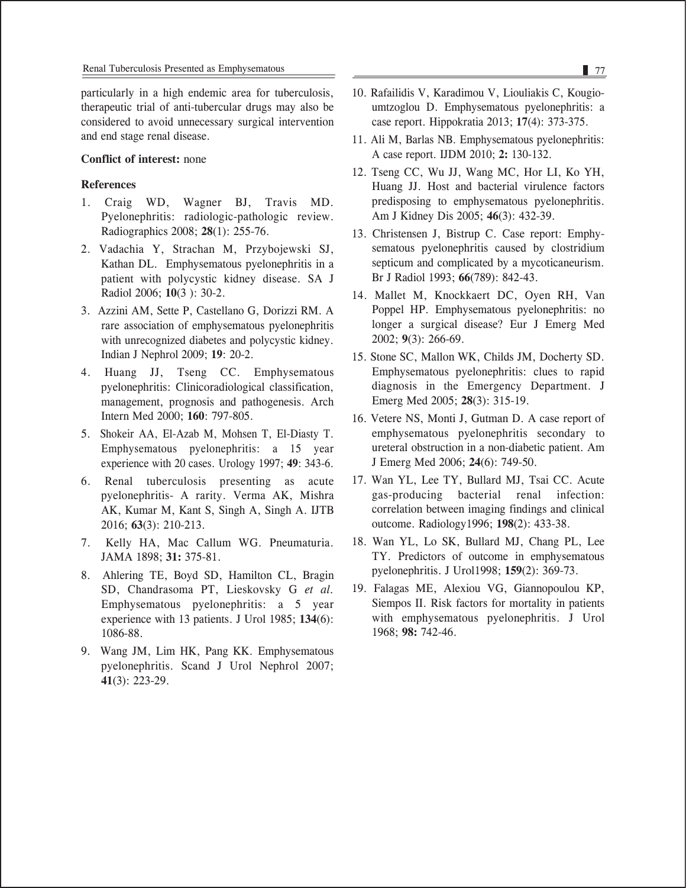particularly in a high endemic area for tuberculosis, therapeutic trial of anti-tubercular drugs may also be considered to avoid unnecessary surgical intervention and end stage renal disease.

**Conflict of interest:** none

**References**

1. Craig WD, Wagner BJ, Travis MD. Pyelonephritis: radiologic-pathologic review. Radiographics 2008; **28**(1): 255-76.
2. Vadachia Y, Strachan M, Przybojewski SJ, Kathan DL. Emphysematous pyelonephritis in a patient with polycystic kidney disease. SA J Radiol 2006; **10**(3 ): 30-2.
3. Azzini AM, Sette P, Castellano G, Dorizzi RM. A rare association of emphysematous pyelonephritis with unrecognized diabetes and polycystic kidney. Indian J Nephrol 2009; **19**: 20-2.
4. Huang JJ, Tseng CC. Emphysematous pyelonephritis: Clinicoradiological classification, management, prognosis and pathogenesis. Arch Intern Med 2000; **160**: 797-805.
5. Shokeir AA, El-Azab M, Mohsen T, El-Diasty T. Emphysematous pyelonephritis: a 15 year experience with 20 cases. Urology 1997; **49**: 343-6.
6. Renal tuberculosis presenting as acute pyelonephritis- A rarity. Verma AK, Mishra AK, Kumar M, Kant S, Singh A, Singh A. IJTB 2016; **63**(3): 210-213.
7. Kelly HA, Mac Callum WG. Pneumaturia. JAMA 1898; **31:** 375-81.
8. Ahlering TE, Boyd SD, Hamilton CL, Bragin SD, Chandrasoma PT, Lieskovsky G *et al.* Emphysematous pyelonephritis: a 5 year experience with 13 patients. J Urol 1985; **134**(6): 1086-88.
9. Wang JM, Lim HK, Pang KK. Emphysematous pyelonephritis. Scand J Urol Nephrol 2007; **41**(3): 223-29.
10. Rafailidis V, Karadimou V, Liouliakis C, Kougioumtzoglou D. Emphysematous pyelonephritis: a case report. Hippokratia 2013; **17**(4): 373-375.
11. Ali M, Barlas NB. Emphysematous pyelonephritis: A case report. IJDM 2010; **2:** 130-132.
12. Tseng CC, Wu JJ, Wang MC, Hor LI, Ko YH, Huang JJ. Host and bacterial virulence factors predisposing to emphysematous pyelonephritis. Am J Kidney Dis 2005; **46**(3): 432-39.
13. Christensen J, Bistrup C. Case report: Emphysematous pyelonephritis caused by clostridium septicum and complicated by a mycoticaneurism. Br J Radiol 1993; **66**(789): 842-43.
14. Mallet M, Knockkaert DC, Oyen RH, Van Poppel HP. Emphysematous pyelonephritis: no longer a surgical disease? Eur J Emerg Med 2002; **9**(3): 266-69.
15. Stone SC, Mallon WK, Childs JM, Docherty SD. Emphysematous pyelonephritis: clues to rapid diagnosis in the Emergency Department. J Emerg Med 2005; **28**(3): 315-19.
16. Vetere NS, Monti J, Gutman D. A case report of emphysematous pyelonephritis secondary to ureteral obstruction in a non-diabetic patient. Am J Emerg Med 2006; **24**(6): 749-50.
17. Wan YL, Lee TY, Bullard MJ, Tsai CC. Acute gas-producing bacterial renal infection: correlation between imaging findings and clinical outcome. Radiology1996; **198**(2): 433-38.
18. Wan YL, Lo SK, Bullard MJ, Chang PL, Lee TY. Predictors of outcome in emphysematous pyelonephritis. J Urol1998; **159**(2): 369-73.
19. Falagas ME, Alexiou VG, Giannopoulou KP, Siempos II. Risk factors for mortality in patients with emphysematous pyelonephritis. J Urol 1968; **98:** 742-46.